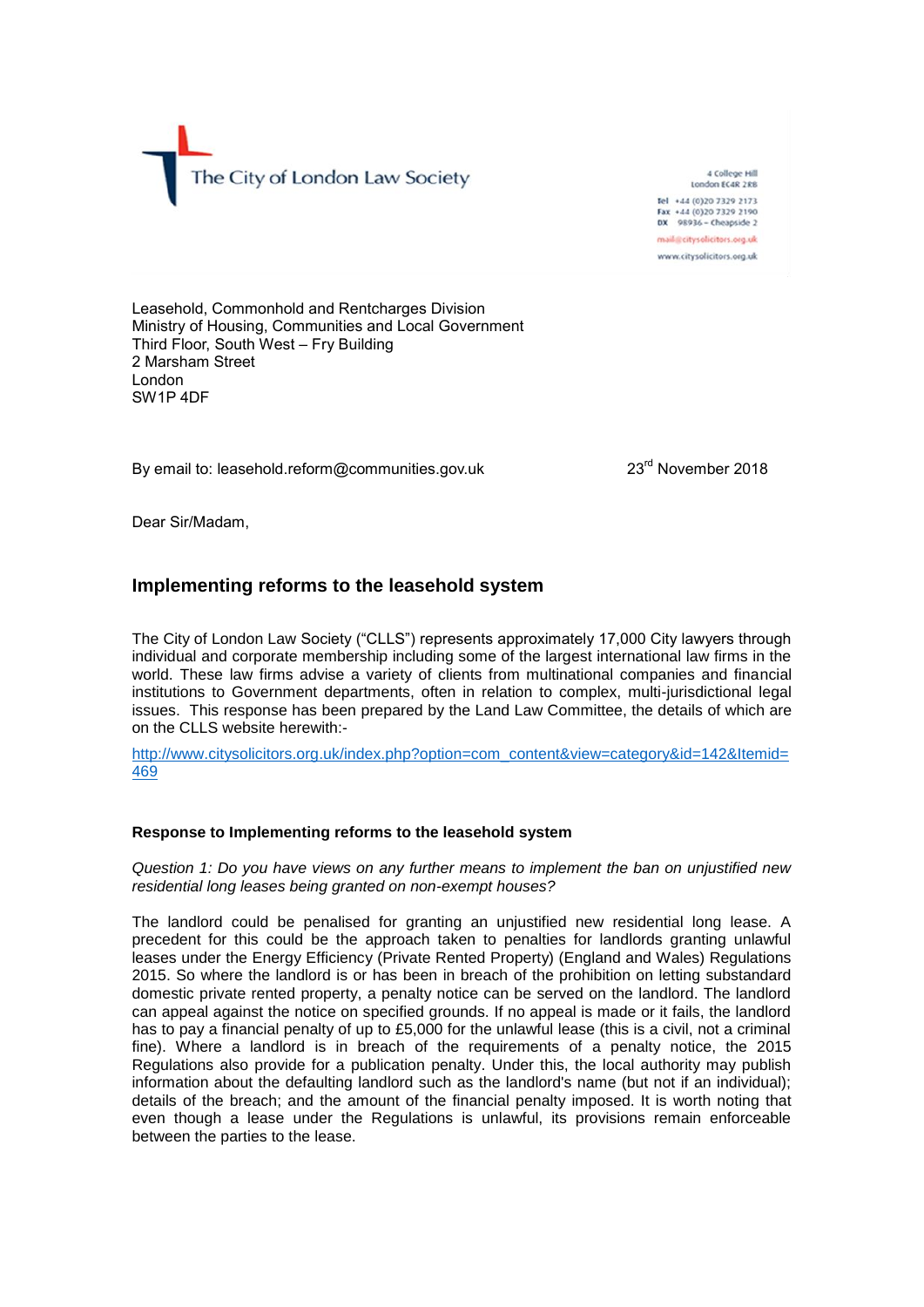The City of London Law Society

4 College Hill
London EC4R 2RB

Tel +44 (0)20 7329 2173
Fax +44 (0)20 7329 2190
DX 98936 – Cheapside 2

mail@citysolicitors.org.uk
www.citysolicitors.org.uk

Leasehold, Commonhold and Rentcharges Division
Ministry of Housing, Communities and Local Government
Third Floor, South West – Fry Building
2 Marsham Street
London
SW1P 4DF

By email to: leasehold.reform@communities.gov.uk

23rd November 2018

Dear Sir/Madam,

## Implementing reforms to the leasehold system

The City of London Law Society ("CLLS") represents approximately 17,000 City lawyers through individual and corporate membership including some of the largest international law firms in the world. These law firms advise a variety of clients from multinational companies and financial institutions to Government departments, often in relation to complex, multi-jurisdictional legal issues. This response has been prepared by the Land Law Committee, the details of which are on the CLLS website herewith:-

http://www.citysolicitors.org.uk/index.php?option=com_content&view=category&id=142&Itemid=469

**Response to Implementing reforms to the leasehold system**

*Question 1: Do you have views on any further means to implement the ban on unjustified new residential long leases being granted on non-exempt houses?*

The landlord could be penalised for granting an unjustified new residential long lease. A precedent for this could be the approach taken to penalties for landlords granting unlawful leases under the Energy Efficiency (Private Rented Property) (England and Wales) Regulations 2015. So where the landlord is or has been in breach of the prohibition on letting substandard domestic private rented property, a penalty notice can be served on the landlord. The landlord can appeal against the notice on specified grounds. If no appeal is made or it fails, the landlord has to pay a financial penalty of up to £5,000 for the unlawful lease (this is a civil, not a criminal fine). Where a landlord is in breach of the requirements of a penalty notice, the 2015 Regulations also provide for a publication penalty. Under this, the local authority may publish information about the defaulting landlord such as the landlord's name (but not if an individual); details of the breach; and the amount of the financial penalty imposed. It is worth noting that even though a lease under the Regulations is unlawful, its provisions remain enforceable between the parties to the lease.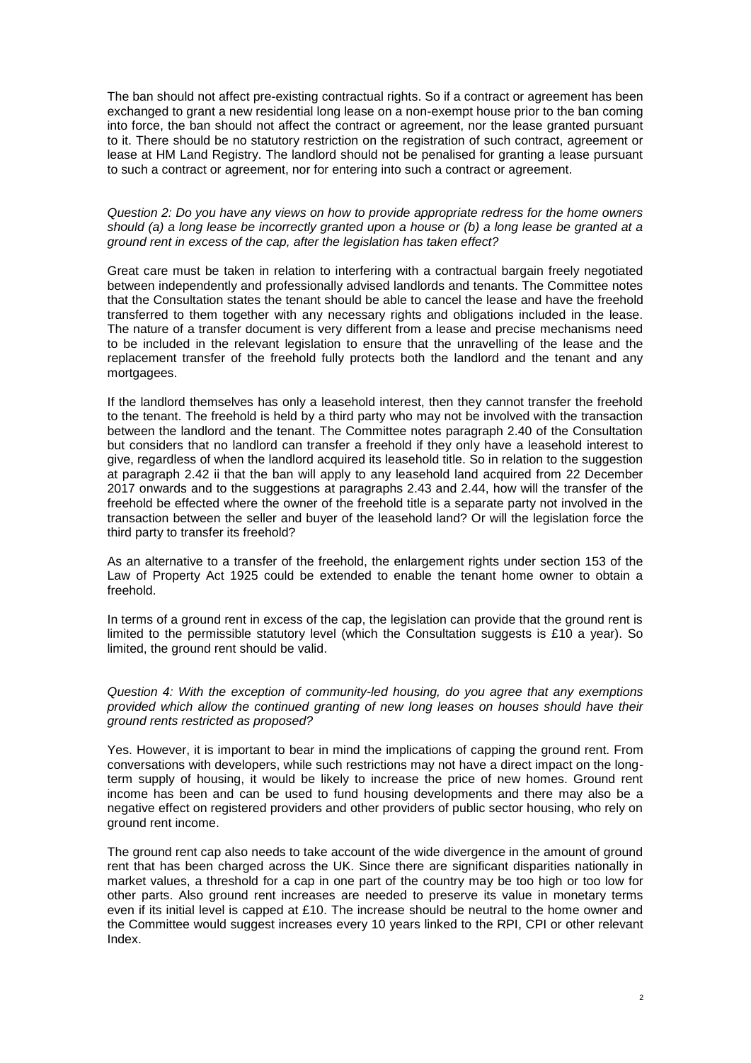The ban should not affect pre-existing contractual rights. So if a contract or agreement has been exchanged to grant a new residential long lease on a non-exempt house prior to the ban coming into force, the ban should not affect the contract or agreement, nor the lease granted pursuant to it. There should be no statutory restriction on the registration of such contract, agreement or lease at HM Land Registry. The landlord should not be penalised for granting a lease pursuant to such a contract or agreement, nor for entering into such a contract or agreement.

*Question 2: Do you have any views on how to provide appropriate redress for the home owners should (a) a long lease be incorrectly granted upon a house or (b) a long lease be granted at a ground rent in excess of the cap, after the legislation has taken effect?*

Great care must be taken in relation to interfering with a contractual bargain freely negotiated between independently and professionally advised landlords and tenants. The Committee notes that the Consultation states the tenant should be able to cancel the lease and have the freehold transferred to them together with any necessary rights and obligations included in the lease. The nature of a transfer document is very different from a lease and precise mechanisms need to be included in the relevant legislation to ensure that the unravelling of the lease and the replacement transfer of the freehold fully protects both the landlord and the tenant and any mortgagees.

If the landlord themselves has only a leasehold interest, then they cannot transfer the freehold to the tenant. The freehold is held by a third party who may not be involved with the transaction between the landlord and the tenant. The Committee notes paragraph 2.40 of the Consultation but considers that no landlord can transfer a freehold if they only have a leasehold interest to give, regardless of when the landlord acquired its leasehold title. So in relation to the suggestion at paragraph 2.42 ii that the ban will apply to any leasehold land acquired from 22 December 2017 onwards and to the suggestions at paragraphs 2.43 and 2.44, how will the transfer of the freehold be effected where the owner of the freehold title is a separate party not involved in the transaction between the seller and buyer of the leasehold land? Or will the legislation force the third party to transfer its freehold?

As an alternative to a transfer of the freehold, the enlargement rights under section 153 of the Law of Property Act 1925 could be extended to enable the tenant home owner to obtain a freehold.

In terms of a ground rent in excess of the cap, the legislation can provide that the ground rent is limited to the permissible statutory level (which the Consultation suggests is £10 a year). So limited, the ground rent should be valid.

*Question 4: With the exception of community-led housing, do you agree that any exemptions provided which allow the continued granting of new long leases on houses should have their ground rents restricted as proposed?*

Yes. However, it is important to bear in mind the implications of capping the ground rent. From conversations with developers, while such restrictions may not have a direct impact on the long-term supply of housing, it would be likely to increase the price of new homes. Ground rent income has been and can be used to fund housing developments and there may also be a negative effect on registered providers and other providers of public sector housing, who rely on ground rent income.

The ground rent cap also needs to take account of the wide divergence in the amount of ground rent that has been charged across the UK. Since there are significant disparities nationally in market values, a threshold for a cap in one part of the country may be too high or too low for other parts. Also ground rent increases are needed to preserve its value in monetary terms even if its initial level is capped at £10. The increase should be neutral to the home owner and the Committee would suggest increases every 10 years linked to the RPI, CPI or other relevant Index.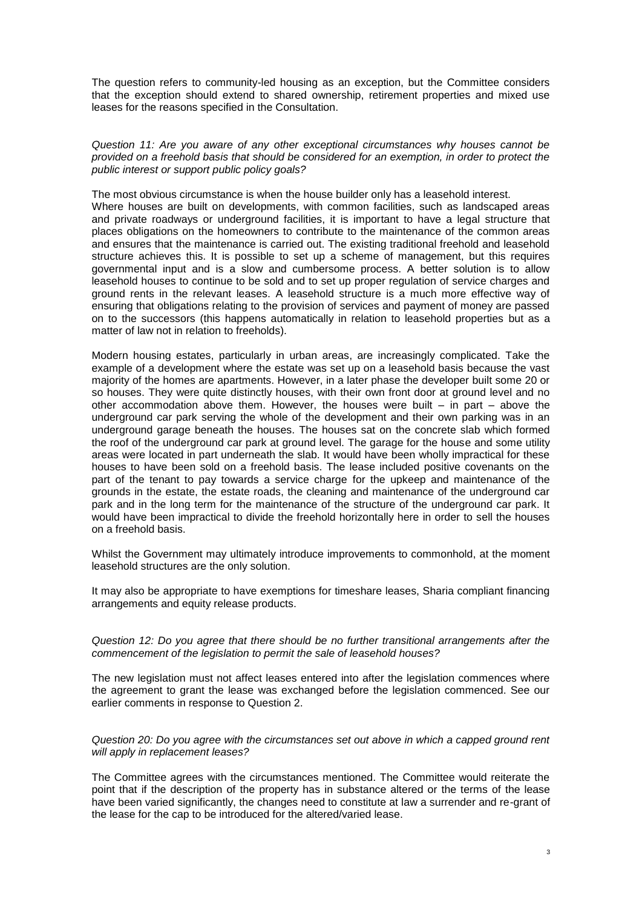The question refers to community-led housing as an exception, but the Committee considers that the exception should extend to shared ownership, retirement properties and mixed use leases for the reasons specified in the Consultation.

*Question 11: Are you aware of any other exceptional circumstances why houses cannot be provided on a freehold basis that should be considered for an exemption, in order to protect the public interest or support public policy goals?*

The most obvious circumstance is when the house builder only has a leasehold interest.
Where houses are built on developments, with common facilities, such as landscaped areas and private roadways or underground facilities, it is important to have a legal structure that places obligations on the homeowners to contribute to the maintenance of the common areas and ensures that the maintenance is carried out. The existing traditional freehold and leasehold structure achieves this. It is possible to set up a scheme of management, but this requires governmental input and is a slow and cumbersome process. A better solution is to allow leasehold houses to continue to be sold and to set up proper regulation of service charges and ground rents in the relevant leases. A leasehold structure is a much more effective way of ensuring that obligations relating to the provision of services and payment of money are passed on to the successors (this happens automatically in relation to leasehold properties but as a matter of law not in relation to freeholds).

Modern housing estates, particularly in urban areas, are increasingly complicated. Take the example of a development where the estate was set up on a leasehold basis because the vast majority of the homes are apartments. However, in a later phase the developer built some 20 or so houses. They were quite distinctly houses, with their own front door at ground level and no other accommodation above them. However, the houses were built – in part – above the underground car park serving the whole of the development and their own parking was in an underground garage beneath the houses. The houses sat on the concrete slab which formed the roof of the underground car park at ground level. The garage for the house and some utility areas were located in part underneath the slab. It would have been wholly impractical for these houses to have been sold on a freehold basis. The lease included positive covenants on the part of the tenant to pay towards a service charge for the upkeep and maintenance of the grounds in the estate, the estate roads, the cleaning and maintenance of the underground car park and in the long term for the maintenance of the structure of the underground car park. It would have been impractical to divide the freehold horizontally here in order to sell the houses on a freehold basis.

Whilst the Government may ultimately introduce improvements to commonhold, at the moment leasehold structures are the only solution.

It may also be appropriate to have exemptions for timeshare leases, Sharia compliant financing arrangements and equity release products.

*Question 12: Do you agree that there should be no further transitional arrangements after the commencement of the legislation to permit the sale of leasehold houses?*

The new legislation must not affect leases entered into after the legislation commences where the agreement to grant the lease was exchanged before the legislation commenced. See our earlier comments in response to Question 2.

*Question 20: Do you agree with the circumstances set out above in which a capped ground rent will apply in replacement leases?*

The Committee agrees with the circumstances mentioned. The Committee would reiterate the point that if the description of the property has in substance altered or the terms of the lease have been varied significantly, the changes need to constitute at law a surrender and re-grant of the lease for the cap to be introduced for the altered/varied lease.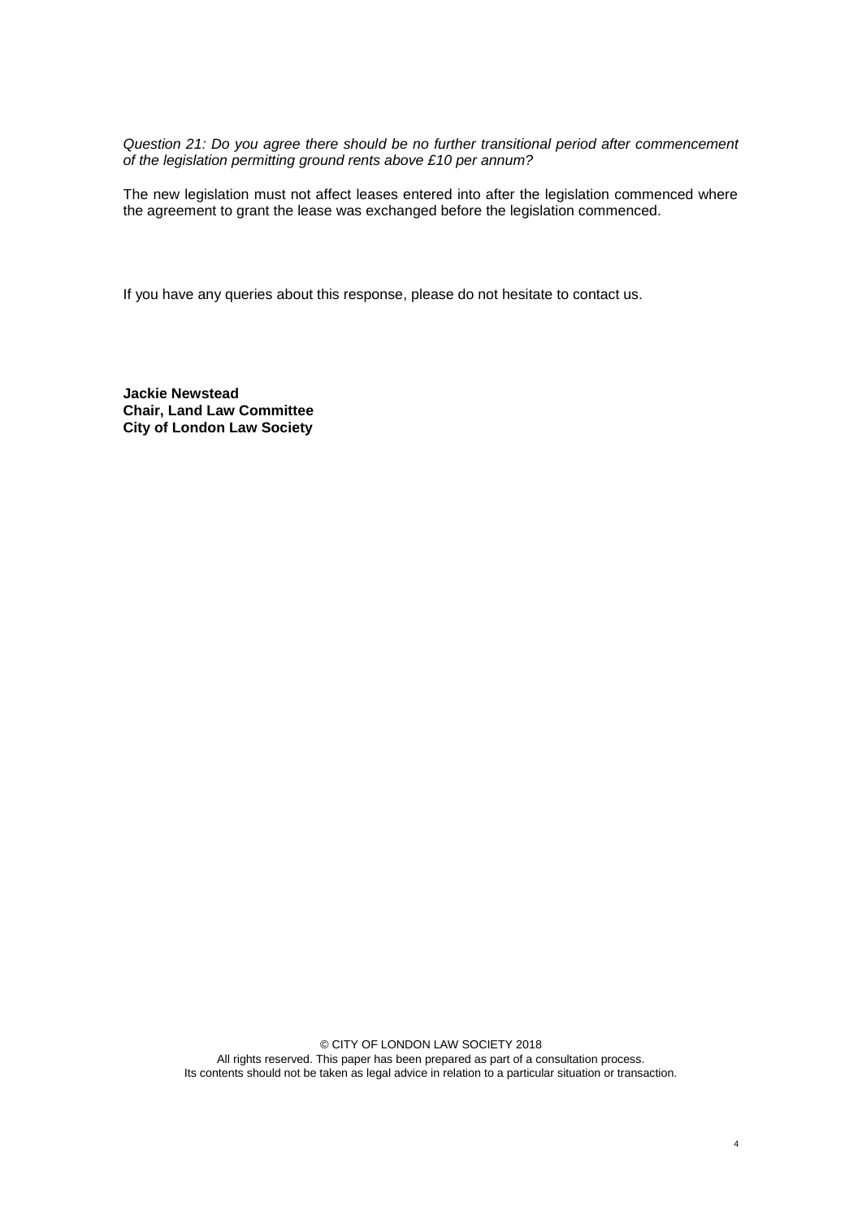*Question 21: Do you agree there should be no further transitional period after commencement of the legislation permitting ground rents above £10 per annum?*

The new legislation must not affect leases entered into after the legislation commenced where the agreement to grant the lease was exchanged before the legislation commenced.

If you have any queries about this response, please do not hesitate to contact us.

**Jackie Newstead**
**Chair, Land Law Committee**
**City of London Law Society**

© CITY OF LONDON LAW SOCIETY 2018
All rights reserved. This paper has been prepared as part of a consultation process.
Its contents should not be taken as legal advice in relation to a particular situation or transaction.